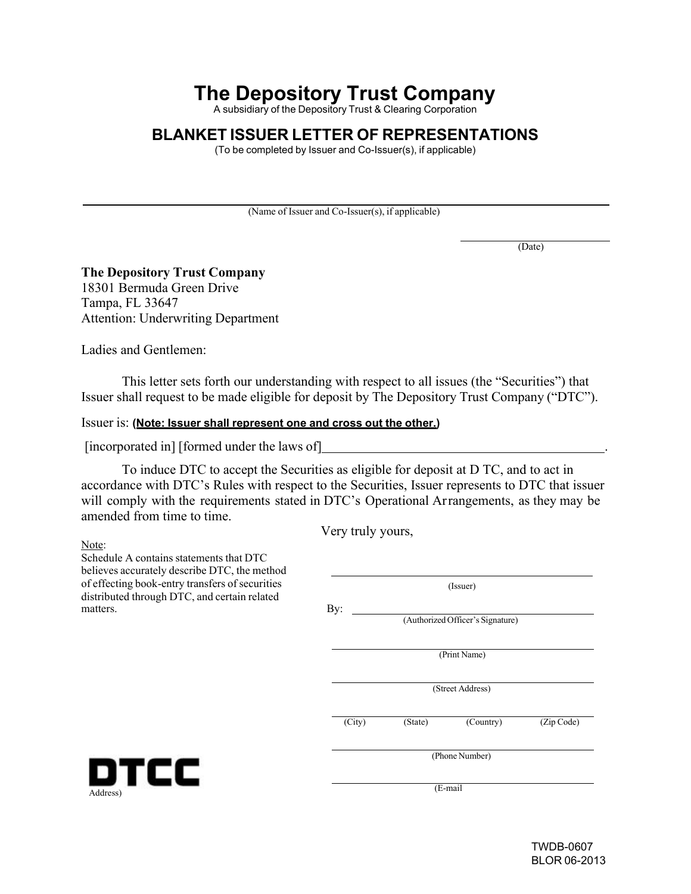# The Depository Trust Company

A subsidiary of the Depository Trust & Clearing Corporation

## BLANKET ISSUER LETTER OF REPRESENTATIONS

(To be completed by Issuer and Co-Issuer(s), if applicable)

______________________________________________________________
(Name of Issuer and Co-Issuer(s), if applicable)

______________________
(Date)

**The Depository Trust Company**
18301 Bermuda Green Drive
Tampa, FL 33647
Attention: Underwriting Department

Ladies and Gentlemen:

This letter sets forth our understanding with respect to all issues (the "Securities") that Issuer shall request to be made eligible for deposit by The Depository Trust Company ("DTC").

Issuer is: **(Note: Issuer shall represent one and cross out the other.)**

[incorporated in] [formed under the laws of]________________________________________.

To induce DTC to accept the Securities as eligible for deposit at D TC, and to act in accordance with DTC's Rules with respect to the Securities, Issuer represents to DTC that issuer will comply with the requirements stated in DTC's Operational Arrangements, as they may be amended from time to time.

Very truly yours,

Note:
Schedule A contains statements that DTC believes accurately describe DTC, the method of effecting book-entry transfers of securities distributed through DTC, and certain related matters.

______________________________
(Issuer)

By: ______________________________
(Authorized Officer's Signature)

______________________________
(Print Name)

______________________________
(Street Address)

______________________________
(City) (State) (Country) (Zip Code)

______________________________
(Phone Number)

______________________________
(E-mail Address)

DTCC

TWDB-0607
BLOR 06-2013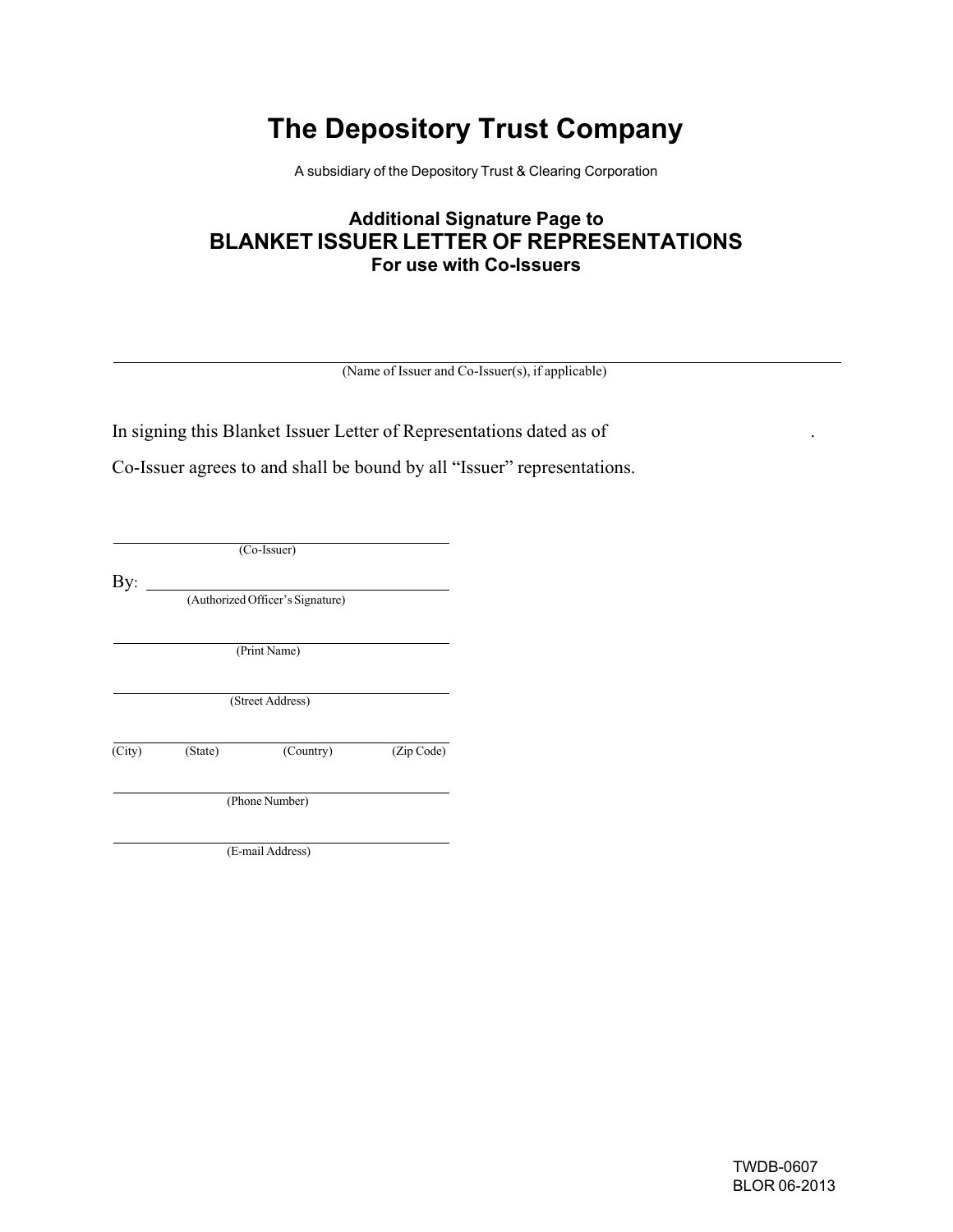# The Depository Trust Company

A subsidiary of the Depository Trust & Clearing Corporation

### Additional Signature Page to
## BLANKET ISSUER LETTER OF REPRESENTATIONS
### For use with Co-Issuers

\_\_\_\_\_\_\_\_\_\_\_\_\_\_\_\_\_\_\_\_\_\_\_\_\_\_\_\_\_\_\_\_\_\_\_\_\_\_\_\_\_\_\_\_\_\_\_\_\_\_\_\_\_\_\_\_\_\_\_\_\_\_\_\_\_\_\_\_\_\_
(Name of Issuer and Co-Issuer(s), if applicable)

In signing this Blanket Issuer Letter of Representations dated as of \_\_\_\_\_\_\_\_\_\_\_\_\_\_\_\_\_\_\_\_\_\_\_\_\_\_\_\_\_\_\_\_\_\_\_\_.
Co-Issuer agrees to and shall be bound by all "Issuer" representations.

\_\_\_\_\_\_\_\_\_\_\_\_\_\_\_\_\_\_\_\_\_\_\_\_\_\_\_\_\_\_\_\_\_\_\_\_
(Co-Issuer)

By: \_\_\_\_\_\_\_\_\_\_\_\_\_\_\_\_\_\_\_\_\_\_\_\_\_\_\_\_\_\_\_\_\_
(Authorized Officer's Signature)

\_\_\_\_\_\_\_\_\_\_\_\_\_\_\_\_\_\_\_\_\_\_\_\_\_\_\_\_\_\_\_\_\_\_\_\_
(Print Name)

\_\_\_\_\_\_\_\_\_\_\_\_\_\_\_\_\_\_\_\_\_\_\_\_\_\_\_\_\_\_\_\_\_\_\_\_
(Street Address)

\_\_\_\_\_\_\_\_\_\_\_\_\_\_\_\_\_\_\_\_\_\_\_\_\_\_\_\_\_\_\_\_\_\_\_\_
(City) (State) (Country) (Zip Code)

\_\_\_\_\_\_\_\_\_\_\_\_\_\_\_\_\_\_\_\_\_\_\_\_\_\_\_\_\_\_\_\_\_\_\_\_
(Phone Number)

\_\_\_\_\_\_\_\_\_\_\_\_\_\_\_\_\_\_\_\_\_\_\_\_\_\_\_\_\_\_\_\_\_\_\_\_
(E-mail Address)

TWDB-0607
BLOR 06-2013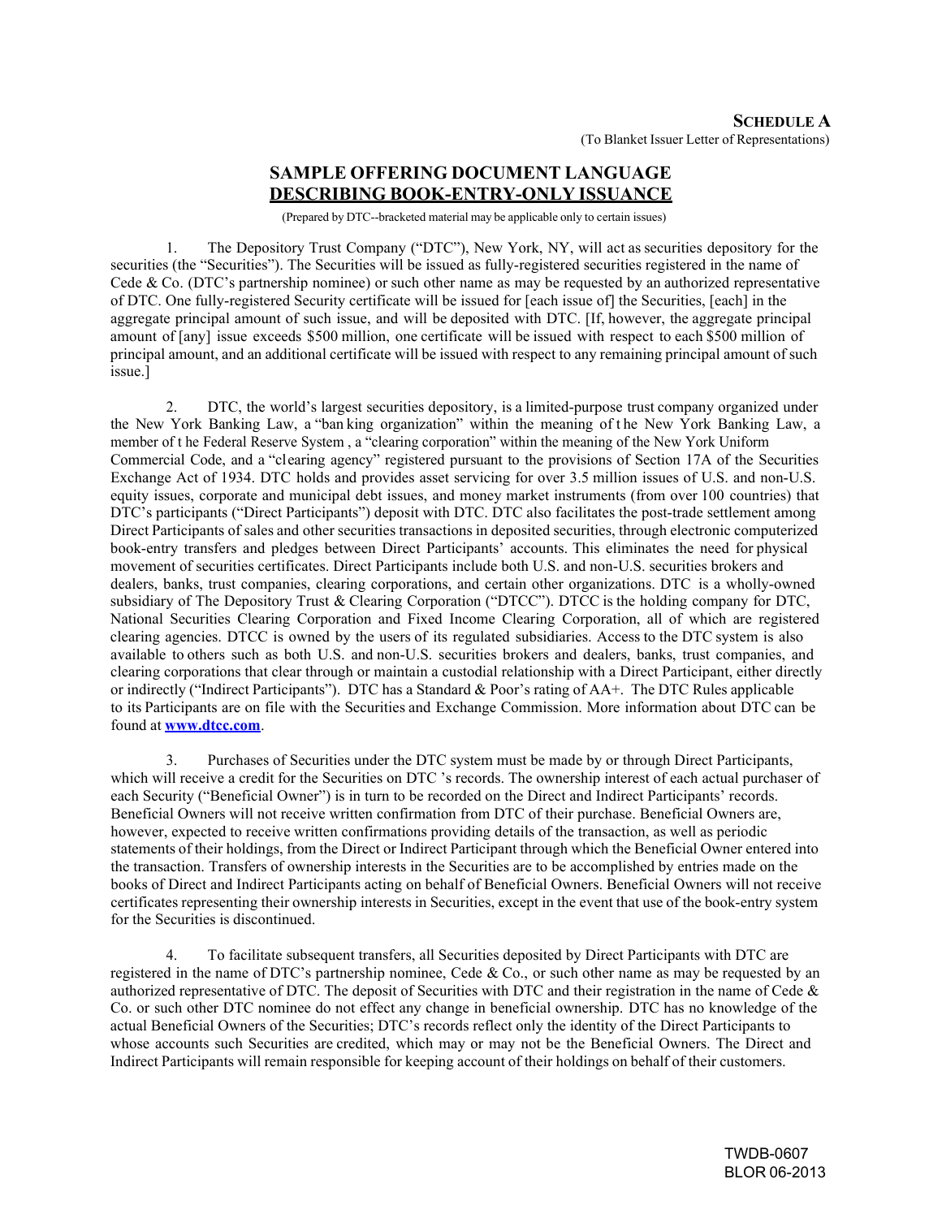**SCHEDULE A**
(To Blanket Issuer Letter of Representations)

## SAMPLE OFFERING DOCUMENT LANGUAGE DESCRIBING BOOK-ENTRY-ONLY ISSUANCE

(Prepared by DTC--bracketed material may be applicable only to certain issues)

1. The Depository Trust Company ("DTC"), New York, NY, will act as securities depository for the securities (the "Securities"). The Securities will be issued as fully-registered securities registered in the name of Cede & Co. (DTC's partnership nominee) or such other name as may be requested by an authorized representative of DTC. One fully-registered Security certificate will be issued for [each issue of] the Securities, [each] in the aggregate principal amount of such issue, and will be deposited with DTC. [If, however, the aggregate principal amount of [any] issue exceeds $500 million, one certificate will be issued with respect to each $500 million of principal amount, and an additional certificate will be issued with respect to any remaining principal amount of such issue.]

2. DTC, the world's largest securities depository, is a limited-purpose trust company organized under the New York Banking Law, a "banking organization" within the meaning of the New York Banking Law, a member of the Federal Reserve System, a "clearing corporation" within the meaning of the New York Uniform Commercial Code, and a "clearing agency" registered pursuant to the provisions of Section 17A of the Securities Exchange Act of 1934. DTC holds and provides asset servicing for over 3.5 million issues of U.S. and non-U.S. equity issues, corporate and municipal debt issues, and money market instruments (from over 100 countries) that DTC's participants ("Direct Participants") deposit with DTC. DTC also facilitates the post-trade settlement among Direct Participants of sales and other securities transactions in deposited securities, through electronic computerized book-entry transfers and pledges between Direct Participants' accounts. This eliminates the need for physical movement of securities certificates. Direct Participants include both U.S. and non-U.S. securities brokers and dealers, banks, trust companies, clearing corporations, and certain other organizations. DTC is a wholly-owned subsidiary of The Depository Trust & Clearing Corporation ("DTCC"). DTCC is the holding company for DTC, National Securities Clearing Corporation and Fixed Income Clearing Corporation, all of which are registered clearing agencies. DTCC is owned by the users of its regulated subsidiaries. Access to the DTC system is also available to others such as both U.S. and non-U.S. securities brokers and dealers, banks, trust companies, and clearing corporations that clear through or maintain a custodial relationship with a Direct Participant, either directly or indirectly ("Indirect Participants"). DTC has a Standard & Poor's rating of AA+. The DTC Rules applicable to its Participants are on file with the Securities and Exchange Commission. More information about DTC can be found at **www.dtcc.com**.

3. Purchases of Securities under the DTC system must be made by or through Direct Participants, which will receive a credit for the Securities on DTC's records. The ownership interest of each actual purchaser of each Security ("Beneficial Owner") is in turn to be recorded on the Direct and Indirect Participants' records. Beneficial Owners will not receive written confirmation from DTC of their purchase. Beneficial Owners are, however, expected to receive written confirmations providing details of the transaction, as well as periodic statements of their holdings, from the Direct or Indirect Participant through which the Beneficial Owner entered into the transaction. Transfers of ownership interests in the Securities are to be accomplished by entries made on the books of Direct and Indirect Participants acting on behalf of Beneficial Owners. Beneficial Owners will not receive certificates representing their ownership interests in Securities, except in the event that use of the book-entry system for the Securities is discontinued.

4. To facilitate subsequent transfers, all Securities deposited by Direct Participants with DTC are registered in the name of DTC's partnership nominee, Cede & Co., or such other name as may be requested by an authorized representative of DTC. The deposit of Securities with DTC and their registration in the name of Cede & Co. or such other DTC nominee do not effect any change in beneficial ownership. DTC has no knowledge of the actual Beneficial Owners of the Securities; DTC's records reflect only the identity of the Direct Participants to whose accounts such Securities are credited, which may or may not be the Beneficial Owners. The Direct and Indirect Participants will remain responsible for keeping account of their holdings on behalf of their customers.

TWDB-0607
BLOR 06-2013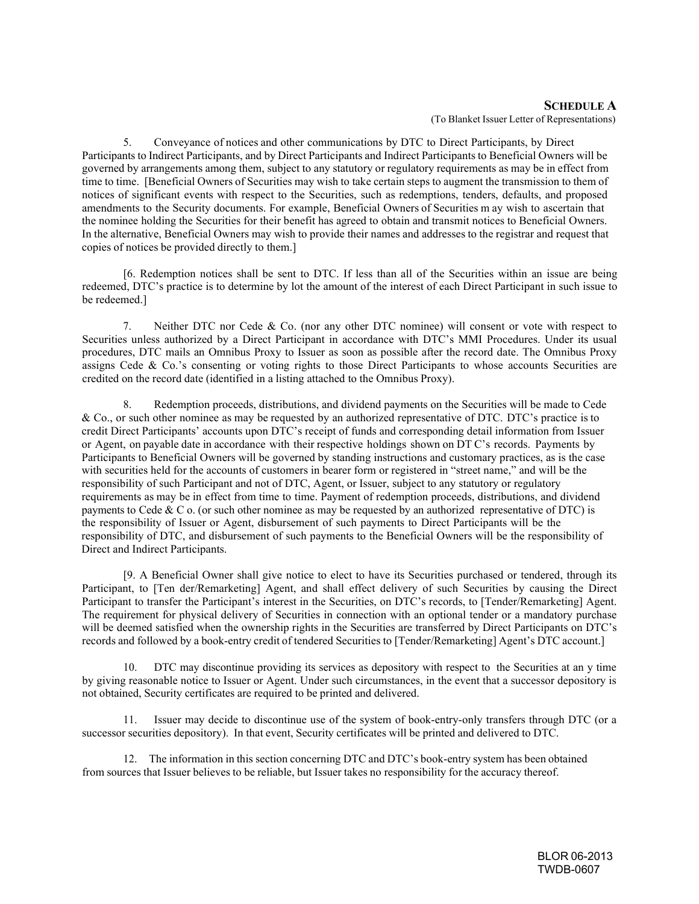**SCHEDULE A**
(To Blanket Issuer Letter of Representations)

5. Conveyance of notices and other communications by DTC to Direct Participants, by Direct Participants to Indirect Participants, and by Direct Participants and Indirect Participants to Beneficial Owners will be governed by arrangements among them, subject to any statutory or regulatory requirements as may be in effect from time to time. [Beneficial Owners of Securities may wish to take certain steps to augment the transmission to them of notices of significant events with respect to the Securities, such as redemptions, tenders, defaults, and proposed amendments to the Security documents. For example, Beneficial Owners of Securities may wish to ascertain that the nominee holding the Securities for their benefit has agreed to obtain and transmit notices to Beneficial Owners. In the alternative, Beneficial Owners may wish to provide their names and addresses to the registrar and request that copies of notices be provided directly to them.]

[6. Redemption notices shall be sent to DTC. If less than all of the Securities within an issue are being redeemed, DTC's practice is to determine by lot the amount of the interest of each Direct Participant in such issue to be redeemed.]

7. Neither DTC nor Cede & Co. (nor any other DTC nominee) will consent or vote with respect to Securities unless authorized by a Direct Participant in accordance with DTC's MMI Procedures. Under its usual procedures, DTC mails an Omnibus Proxy to Issuer as soon as possible after the record date. The Omnibus Proxy assigns Cede & Co.'s consenting or voting rights to those Direct Participants to whose accounts Securities are credited on the record date (identified in a listing attached to the Omnibus Proxy).

8. Redemption proceeds, distributions, and dividend payments on the Securities will be made to Cede & Co., or such other nominee as may be requested by an authorized representative of DTC. DTC's practice is to credit Direct Participants' accounts upon DTC's receipt of funds and corresponding detail information from Issuer or Agent, on payable date in accordance with their respective holdings shown on DTC's records. Payments by Participants to Beneficial Owners will be governed by standing instructions and customary practices, as is the case with securities held for the accounts of customers in bearer form or registered in "street name," and will be the responsibility of such Participant and not of DTC, Agent, or Issuer, subject to any statutory or regulatory requirements as may be in effect from time to time. Payment of redemption proceeds, distributions, and dividend payments to Cede & Co. (or such other nominee as may be requested by an authorized representative of DTC) is the responsibility of Issuer or Agent, disbursement of such payments to Direct Participants will be the responsibility of DTC, and disbursement of such payments to the Beneficial Owners will be the responsibility of Direct and Indirect Participants.

[9. A Beneficial Owner shall give notice to elect to have its Securities purchased or tendered, through its Participant, to [Tender/Remarketing] Agent, and shall effect delivery of such Securities by causing the Direct Participant to transfer the Participant's interest in the Securities, on DTC's records, to [Tender/Remarketing] Agent. The requirement for physical delivery of Securities in connection with an optional tender or a mandatory purchase will be deemed satisfied when the ownership rights in the Securities are transferred by Direct Participants on DTC's records and followed by a book-entry credit of tendered Securities to [Tender/Remarketing] Agent's DTC account.]

10. DTC may discontinue providing its services as depository with respect to the Securities at any time by giving reasonable notice to Issuer or Agent. Under such circumstances, in the event that a successor depository is not obtained, Security certificates are required to be printed and delivered.

11. Issuer may decide to discontinue use of the system of book-entry-only transfers through DTC (or a successor securities depository). In that event, Security certificates will be printed and delivered to DTC.

12. The information in this section concerning DTC and DTC's book-entry system has been obtained from sources that Issuer believes to be reliable, but Issuer takes no responsibility for the accuracy thereof.

BLOR 06-2013
TWDB-0607